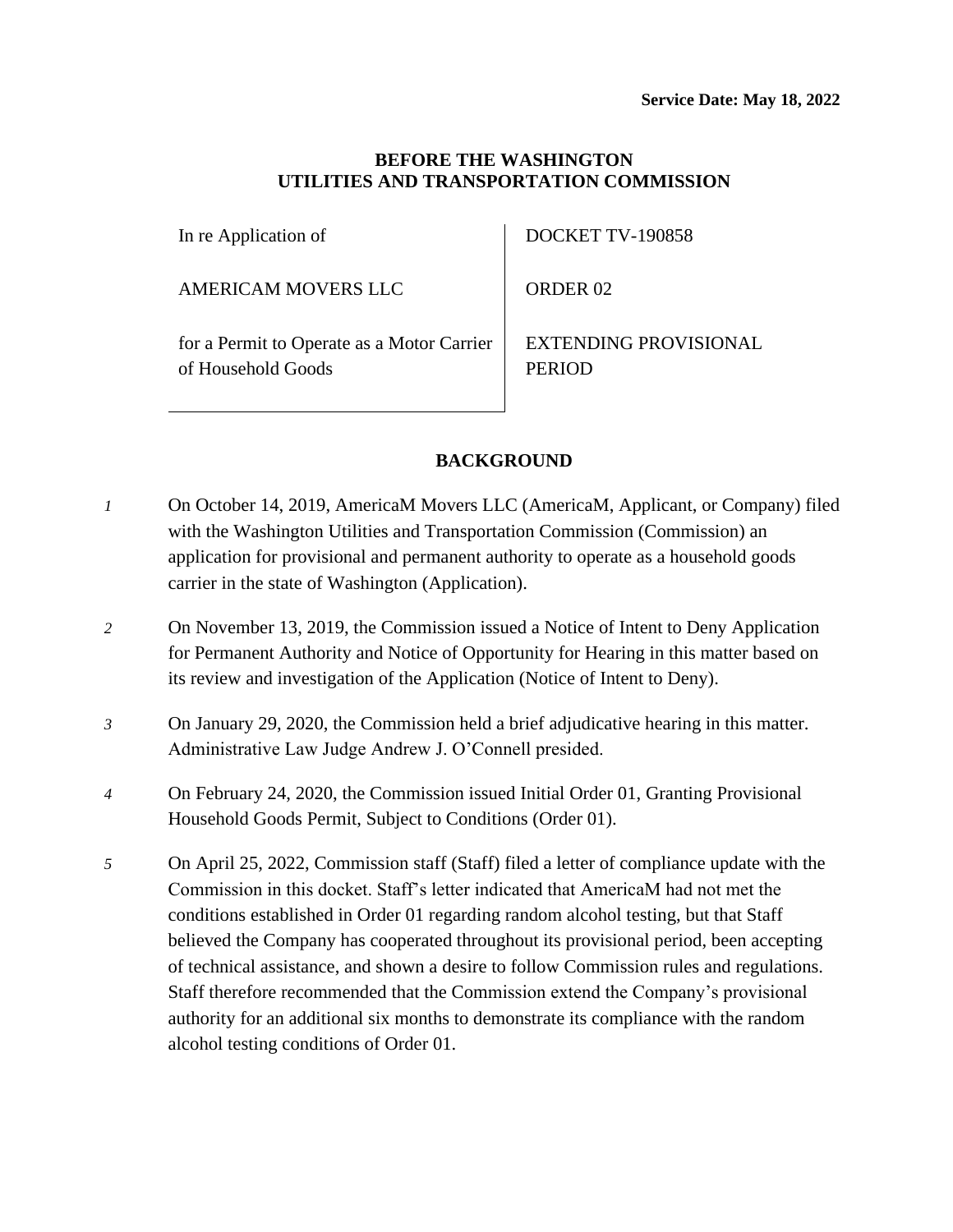**Service Date: May 18, 2022**

**BEFORE THE WASHINGTON UTILITIES AND TRANSPORTATION COMMISSION**

| | |
|---|---|
| In re Application of<br><br>AMERICAM MOVERS LLC<br><br>for a Permit to Operate as a Motor Carrier of Household Goods | DOCKET TV-190858<br><br>ORDER 02<br><br>EXTENDING PROVISIONAL PERIOD |

## BACKGROUND

*1* On October 14, 2019, AmericaM Movers LLC (AmericaM, Applicant, or Company) filed with the Washington Utilities and Transportation Commission (Commission) an application for provisional and permanent authority to operate as a household goods carrier in the state of Washington (Application).

*2* On November 13, 2019, the Commission issued a Notice of Intent to Deny Application for Permanent Authority and Notice of Opportunity for Hearing in this matter based on its review and investigation of the Application (Notice of Intent to Deny).

*3* On January 29, 2020, the Commission held a brief adjudicative hearing in this matter. Administrative Law Judge Andrew J. O'Connell presided.

*4* On February 24, 2020, the Commission issued Initial Order 01, Granting Provisional Household Goods Permit, Subject to Conditions (Order 01).

*5* On April 25, 2022, Commission staff (Staff) filed a letter of compliance update with the Commission in this docket. Staff's letter indicated that AmericaM had not met the conditions established in Order 01 regarding random alcohol testing, but that Staff believed the Company has cooperated throughout its provisional period, been accepting of technical assistance, and shown a desire to follow Commission rules and regulations. Staff therefore recommended that the Commission extend the Company's provisional authority for an additional six months to demonstrate its compliance with the random alcohol testing conditions of Order 01.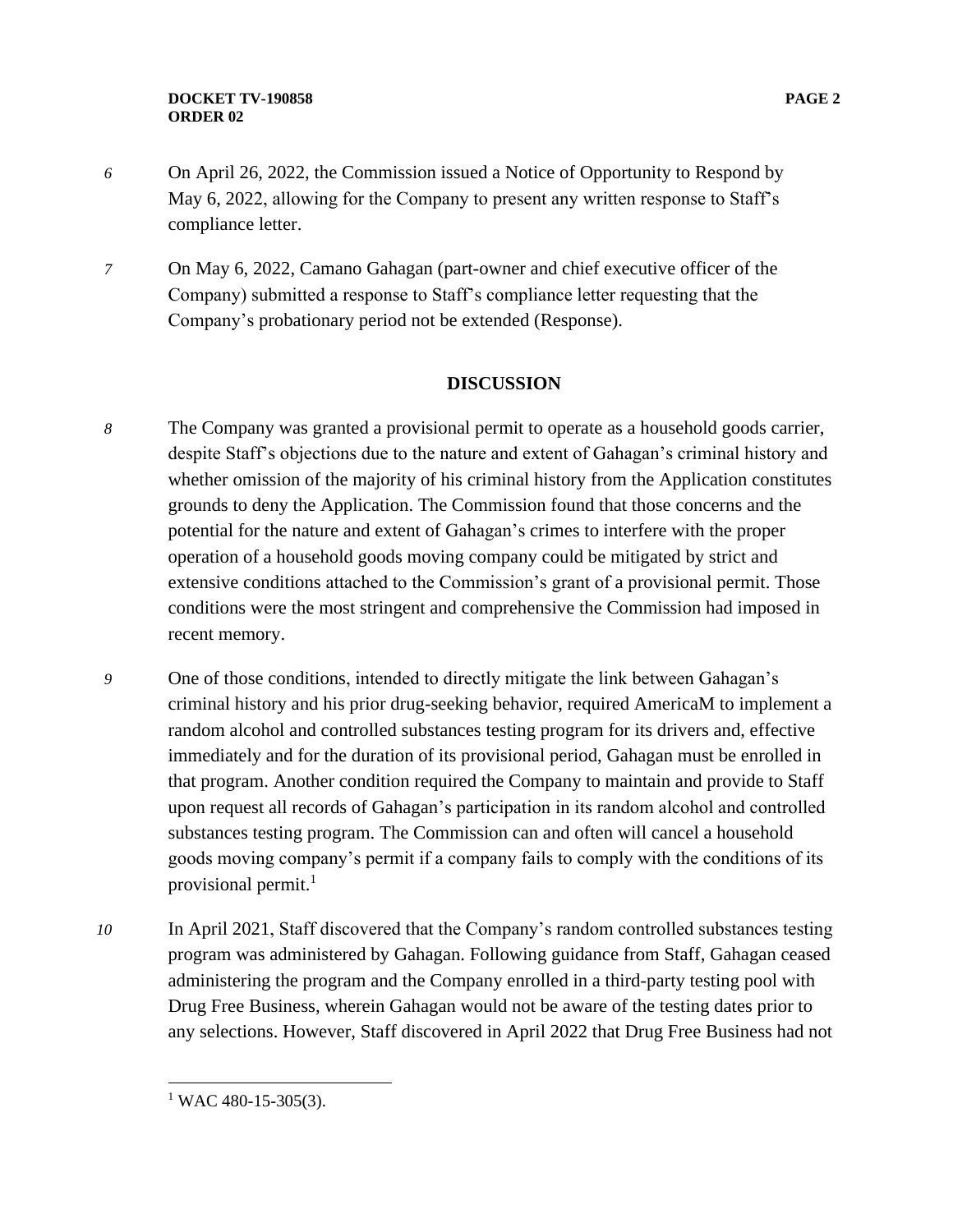6 On April 26, 2022, the Commission issued a Notice of Opportunity to Respond by May 6, 2022, allowing for the Company to present any written response to Staff's compliance letter.

7 On May 6, 2022, Camano Gahagan (part-owner and chief executive officer of the Company) submitted a response to Staff's compliance letter requesting that the Company's probationary period not be extended (Response).

## DISCUSSION

8 The Company was granted a provisional permit to operate as a household goods carrier, despite Staff's objections due to the nature and extent of Gahagan's criminal history and whether omission of the majority of his criminal history from the Application constitutes grounds to deny the Application. The Commission found that those concerns and the potential for the nature and extent of Gahagan's crimes to interfere with the proper operation of a household goods moving company could be mitigated by strict and extensive conditions attached to the Commission's grant of a provisional permit. Those conditions were the most stringent and comprehensive the Commission had imposed in recent memory.

9 One of those conditions, intended to directly mitigate the link between Gahagan's criminal history and his prior drug-seeking behavior, required AmericaM to implement a random alcohol and controlled substances testing program for its drivers and, effective immediately and for the duration of its provisional period, Gahagan must be enrolled in that program. Another condition required the Company to maintain and provide to Staff upon request all records of Gahagan's participation in its random alcohol and controlled substances testing program. The Commission can and often will cancel a household goods moving company's permit if a company fails to comply with the conditions of its provisional permit.[1]

10 In April 2021, Staff discovered that the Company's random controlled substances testing program was administered by Gahagan. Following guidance from Staff, Gahagan ceased administering the program and the Company enrolled in a third-party testing pool with Drug Free Business, wherein Gahagan would not be aware of the testing dates prior to any selections. However, Staff discovered in April 2022 that Drug Free Business had not

[1] WAC 480-15-305(3).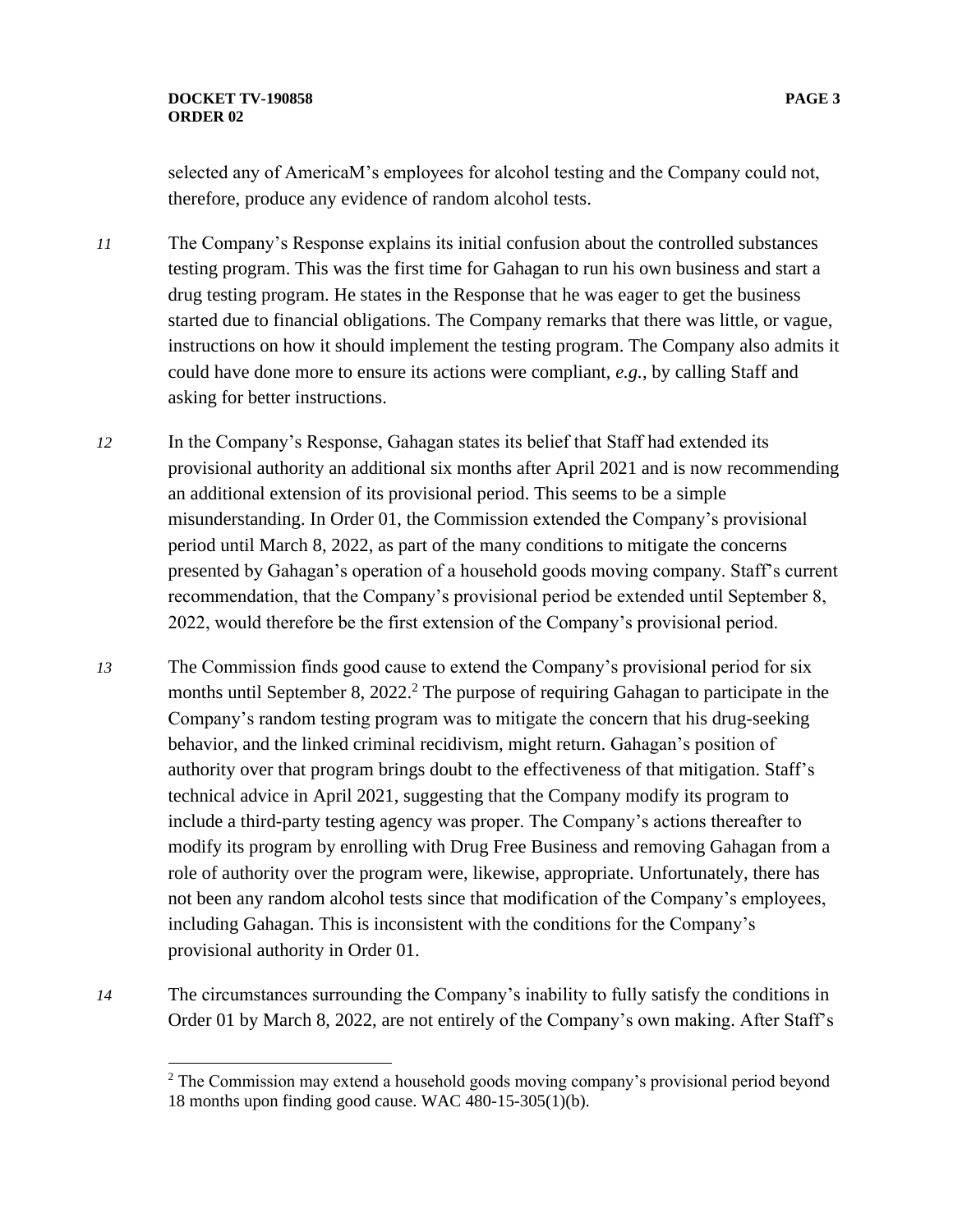selected any of AmericaM's employees for alcohol testing and the Company could not, therefore, produce any evidence of random alcohol tests.

*11* The Company's Response explains its initial confusion about the controlled substances testing program. This was the first time for Gahagan to run his own business and start a drug testing program. He states in the Response that he was eager to get the business started due to financial obligations. The Company remarks that there was little, or vague, instructions on how it should implement the testing program. The Company also admits it could have done more to ensure its actions were compliant, *e.g.*, by calling Staff and asking for better instructions.

*12* In the Company's Response, Gahagan states its belief that Staff had extended its provisional authority an additional six months after April 2021 and is now recommending an additional extension of its provisional period. This seems to be a simple misunderstanding. In Order 01, the Commission extended the Company's provisional period until March 8, 2022, as part of the many conditions to mitigate the concerns presented by Gahagan's operation of a household goods moving company. Staff's current recommendation, that the Company's provisional period be extended until September 8, 2022, would therefore be the first extension of the Company's provisional period.

*13* The Commission finds good cause to extend the Company's provisional period for six months until September 8, 2022.[2] The purpose of requiring Gahagan to participate in the Company's random testing program was to mitigate the concern that his drug-seeking behavior, and the linked criminal recidivism, might return. Gahagan's position of authority over that program brings doubt to the effectiveness of that mitigation. Staff's technical advice in April 2021, suggesting that the Company modify its program to include a third-party testing agency was proper. The Company's actions thereafter to modify its program by enrolling with Drug Free Business and removing Gahagan from a role of authority over the program were, likewise, appropriate. Unfortunately, there has not been any random alcohol tests since that modification of the Company's employees, including Gahagan. This is inconsistent with the conditions for the Company's provisional authority in Order 01.

*14* The circumstances surrounding the Company's inability to fully satisfy the conditions in Order 01 by March 8, 2022, are not entirely of the Company's own making. After Staff's

[2] The Commission may extend a household goods moving company's provisional period beyond 18 months upon finding good cause. WAC 480-15-305(1)(b).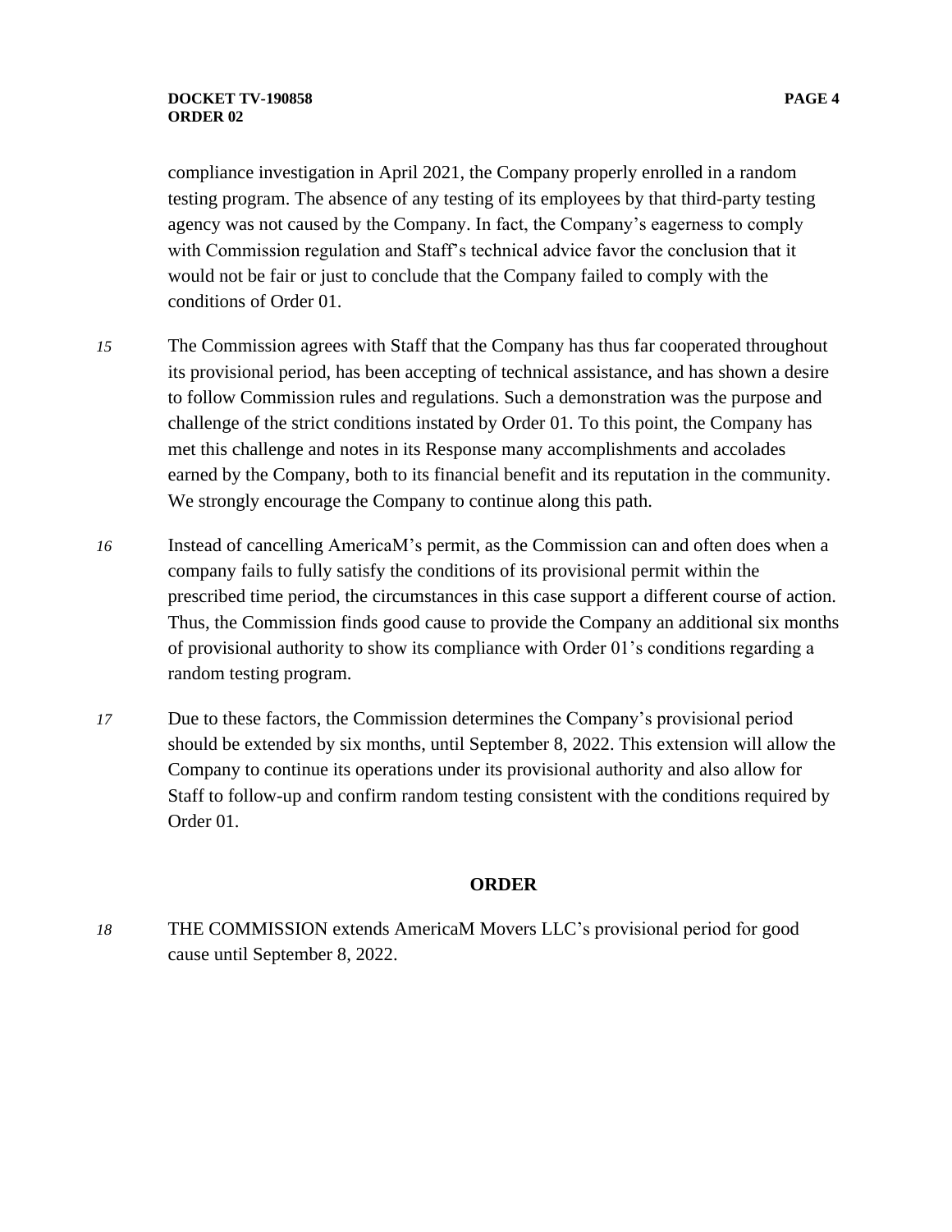compliance investigation in April 2021, the Company properly enrolled in a random testing program. The absence of any testing of its employees by that third-party testing agency was not caused by the Company. In fact, the Company's eagerness to comply with Commission regulation and Staff's technical advice favor the conclusion that it would not be fair or just to conclude that the Company failed to comply with the conditions of Order 01.

*15* The Commission agrees with Staff that the Company has thus far cooperated throughout its provisional period, has been accepting of technical assistance, and has shown a desire to follow Commission rules and regulations. Such a demonstration was the purpose and challenge of the strict conditions instated by Order 01. To this point, the Company has met this challenge and notes in its Response many accomplishments and accolades earned by the Company, both to its financial benefit and its reputation in the community. We strongly encourage the Company to continue along this path.

*16* Instead of cancelling AmericaM's permit, as the Commission can and often does when a company fails to fully satisfy the conditions of its provisional permit within the prescribed time period, the circumstances in this case support a different course of action. Thus, the Commission finds good cause to provide the Company an additional six months of provisional authority to show its compliance with Order 01's conditions regarding a random testing program.

*17* Due to these factors, the Commission determines the Company's provisional period should be extended by six months, until September 8, 2022. This extension will allow the Company to continue its operations under its provisional authority and also allow for Staff to follow-up and confirm random testing consistent with the conditions required by Order 01.

## ORDER

*18* THE COMMISSION extends AmericaM Movers LLC's provisional period for good cause until September 8, 2022.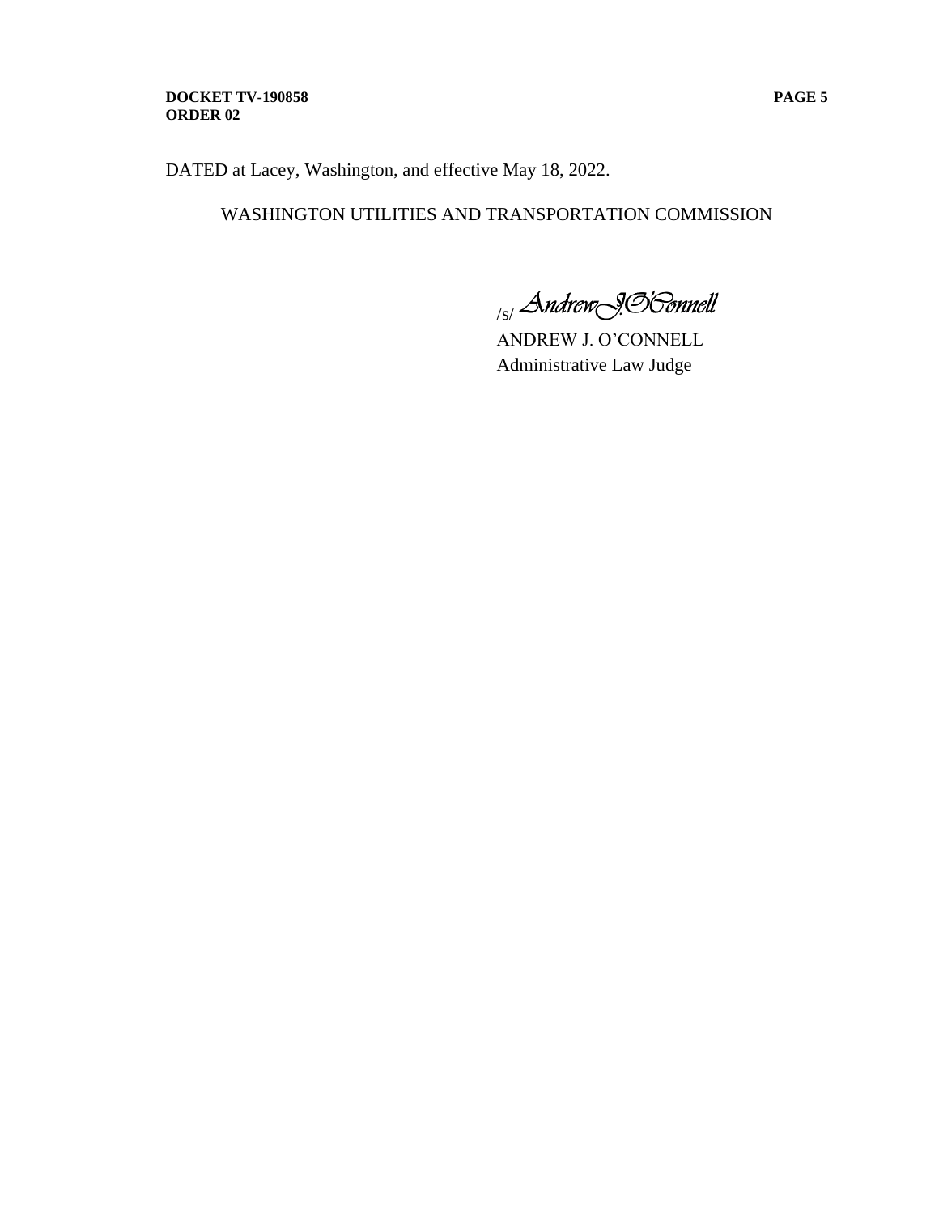DATED at Lacey, Washington, and effective May 18, 2022.

WASHINGTON UTILITIES AND TRANSPORTATION COMMISSION

/s/ *Andrew J. O'Connell*

ANDREW J. O'CONNELL
Administrative Law Judge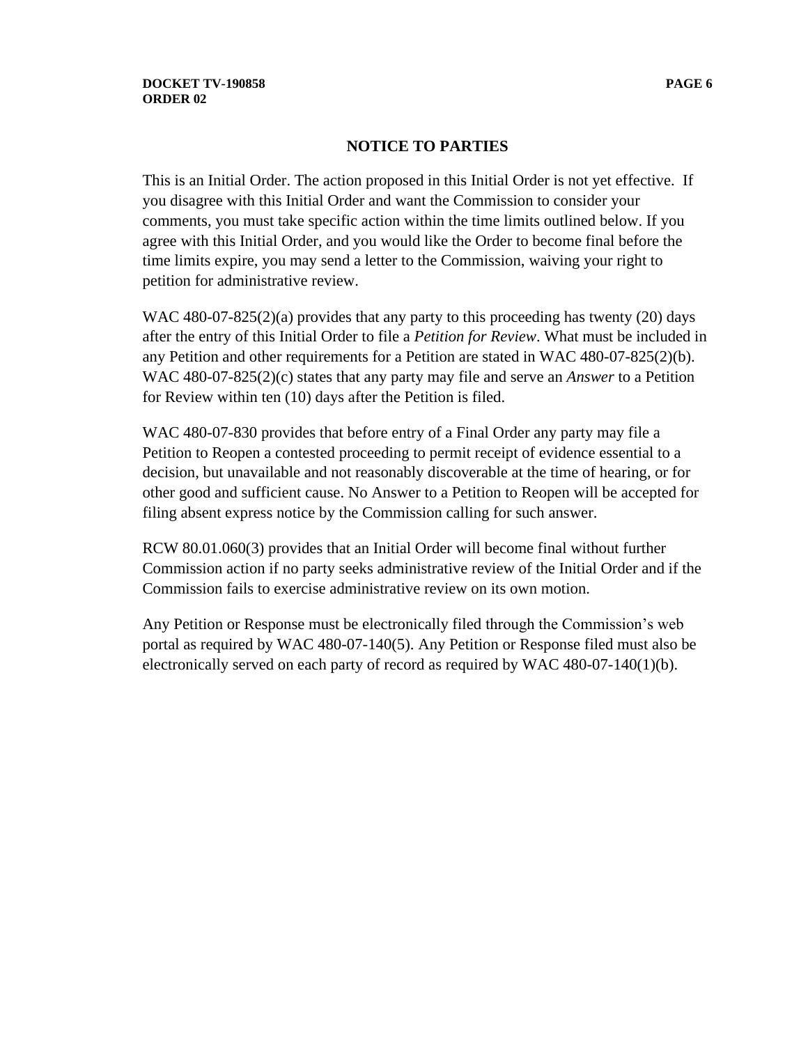## NOTICE TO PARTIES

This is an Initial Order. The action proposed in this Initial Order is not yet effective. If you disagree with this Initial Order and want the Commission to consider your comments, you must take specific action within the time limits outlined below. If you agree with this Initial Order, and you would like the Order to become final before the time limits expire, you may send a letter to the Commission, waiving your right to petition for administrative review.

WAC 480-07-825(2)(a) provides that any party to this proceeding has twenty (20) days after the entry of this Initial Order to file a *Petition for Review*. What must be included in any Petition and other requirements for a Petition are stated in WAC 480-07-825(2)(b). WAC 480-07-825(2)(c) states that any party may file and serve an *Answer* to a Petition for Review within ten (10) days after the Petition is filed.

WAC 480-07-830 provides that before entry of a Final Order any party may file a Petition to Reopen a contested proceeding to permit receipt of evidence essential to a decision, but unavailable and not reasonably discoverable at the time of hearing, or for other good and sufficient cause. No Answer to a Petition to Reopen will be accepted for filing absent express notice by the Commission calling for such answer.

RCW 80.01.060(3) provides that an Initial Order will become final without further Commission action if no party seeks administrative review of the Initial Order and if the Commission fails to exercise administrative review on its own motion.

Any Petition or Response must be electronically filed through the Commission's web portal as required by WAC 480-07-140(5). Any Petition or Response filed must also be electronically served on each party of record as required by WAC 480-07-140(1)(b).